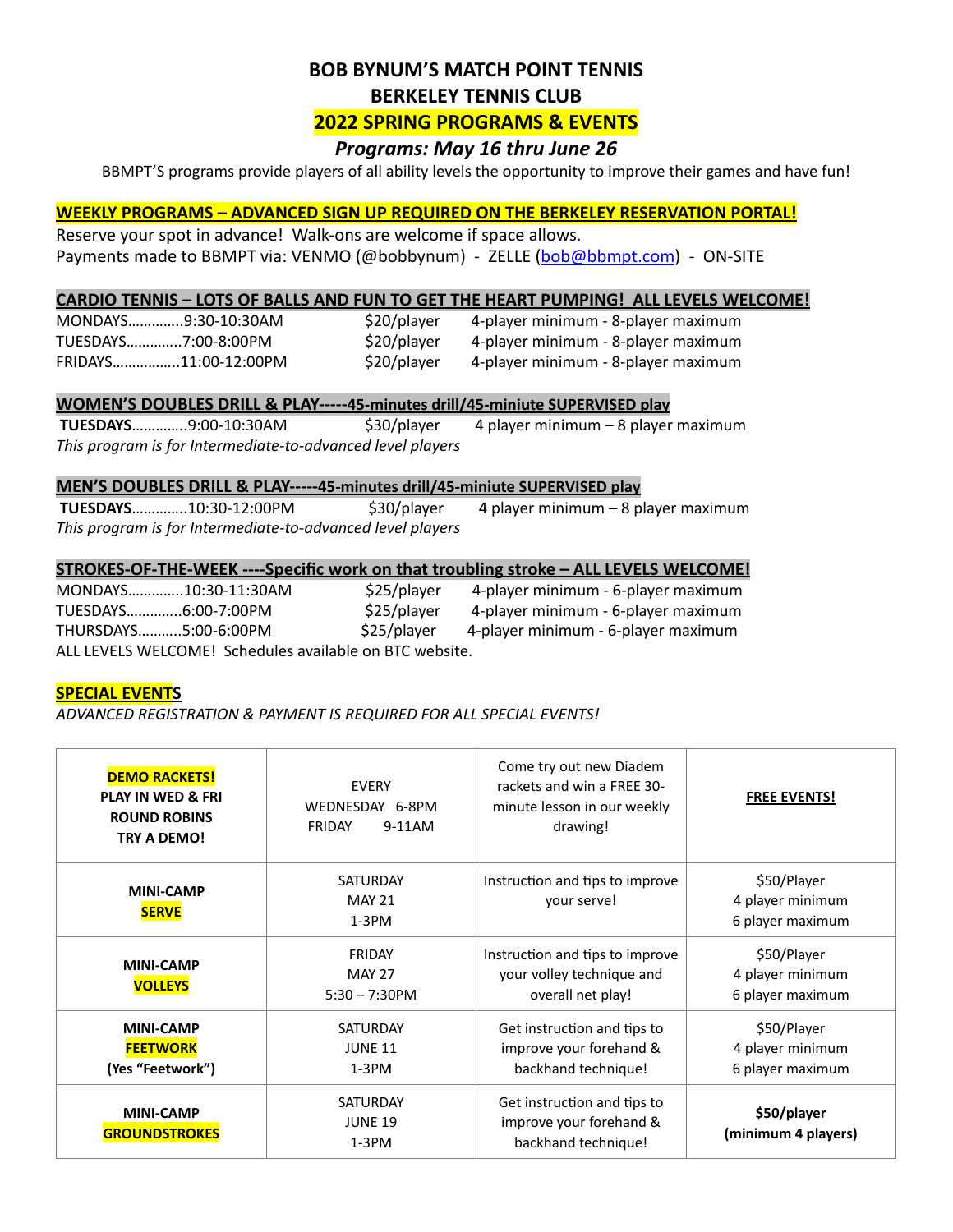# BOB BYNUM'S MATCH POINT TENNIS
# BERKELEY TENNIS CLUB
# 2022 SPRING PROGRAMS & EVENTS

### *Programs: May 16 thru June 26*

BBMPT'S programs provide players of all ability levels the opportunity to improve their games and have fun!

## WEEKLY PROGRAMS – ADVANCED SIGN UP REQUIRED ON THE BERKELEY RESERVATION PORTAL!

Reserve your spot in advance! Walk-ons are welcome if space allows.
Payments made to BBMPT via: VENMO (@bobbynum) - ZELLE (bob@bbmpt.com) - ON-SITE

### CARDIO TENNIS – LOTS OF BALLS AND FUN TO GET THE HEART PUMPING! ALL LEVELS WELCOME!

MONDAYS…………..9:30-10:30AM $20/player 4-player minimum - 8-player maximum
TUESDAYS…………..7:00-8:00PM $20/player 4-player minimum - 8-player maximum
FRIDAYS……………..11:00-12:00PM $20/player 4-player minimum - 8-player maximum

### WOMEN'S DOUBLES DRILL & PLAY-----45-minutes drill/45-miniute SUPERVISED play

**TUESDAYS**…………..9:00-10:30AM $30/player 4 player minimum – 8 player maximum
*This program is for Intermediate-to-advanced level players*

### MEN'S DOUBLES DRILL & PLAY-----45-minutes drill/45-miniute SUPERVISED play

**TUESDAYS**…………..10:30-12:00PM $30/player 4 player minimum – 8 player maximum
*This program is for Intermediate-to-advanced level players*

### STROKES-OF-THE-WEEK ----Specific work on that troubling stroke – ALL LEVELS WELCOME!

MONDAYS…………..10:30-11:30AM $25/player 4-player minimum - 6-player maximum
TUESDAYS…………..6:00-7:00PM $25/player 4-player minimum - 6-player maximum
THURSDAYS………..5:00-6:00PM $25/player 4-player minimum - 6-player maximum
ALL LEVELS WELCOME! Schedules available on BTC website.

## SPECIAL EVENTS

*ADVANCED REGISTRATION & PAYMENT IS REQUIRED FOR ALL SPECIAL EVENTS!*

| | | | |
|---|---|---|---|
| **DEMO RACKETS! PLAY IN WED & FRI ROUND ROBINS TRY A DEMO!** | EVERY WEDNESDAY 6-8PM FRIDAY 9-11AM | Come try out new Diadem rackets and win a FREE 30-minute lesson in our weekly drawing! | **FREE EVENTS!** |
| **MINI-CAMP SERVE** | SATURDAY MAY 21 1-3PM | Instruction and tips to improve your serve! | $50/Player 4 player minimum 6 player maximum |
| **MINI-CAMP VOLLEYS** | FRIDAY MAY 27 5:30 – 7:30PM | Instruction and tips to improve your volley technique and overall net play! | $50/Player 4 player minimum 6 player maximum |
| **MINI-CAMP FEETWORK (Yes "Feetwork")** | SATURDAY JUNE 11 1-3PM | Get instruction and tips to improve your forehand & backhand technique! | $50/Player 4 player minimum 6 player maximum |
| **MINI-CAMP GROUNDSTROKES** | SATURDAY JUNE 19 1-3PM | Get instruction and tips to improve your forehand & backhand technique! | **$50/player (minimum 4 players)** |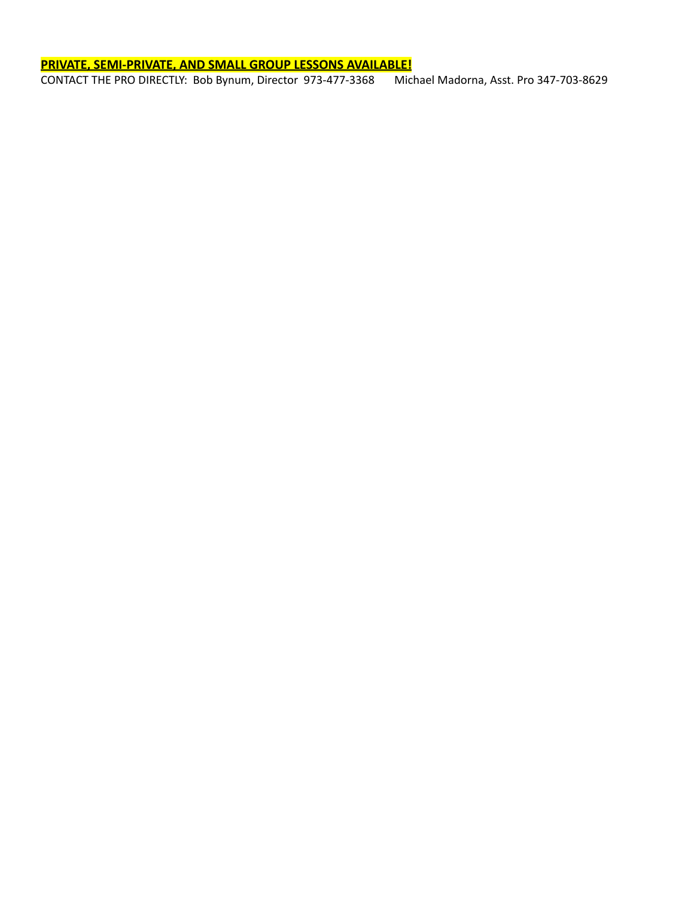**PRIVATE, SEMI-PRIVATE, AND SMALL GROUP LESSONS AVAILABLE!**

CONTACT THE PRO DIRECTLY: Bob Bynum, Director 973-477-3368 Michael Madorna, Asst. Pro 347-703-8629